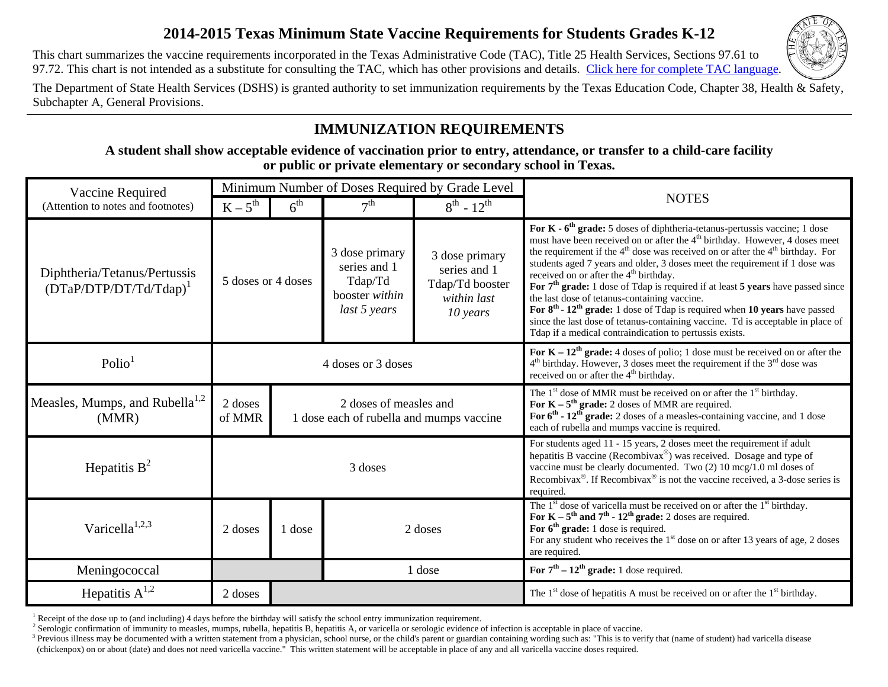# 2014-2015 Texas Minimum State Vaccine Requirements for Students Grades K-12

This chart summarizes the vaccine requirements incorporated in the Texas Administrative Code (TAC), Title 25 Health Services, Sections 97.61 to 97.72. This chart is not intended as a substitute for consulting the TAC, which has other provisions and details. Click here for complete TAC language.

The Department of State Health Services (DSHS) is granted authority to set immunization requirements by the Texas Education Code, Chapter 38, Health & Safety, Subchapter A, General Provisions.

## IMMUNIZATION REQUIREMENTS

**A student shall show acceptable evidence of vaccination prior to entry, attendance, or transfer to a child-care facility or public or private elementary or secondary school in Texas.**

| Vaccine Required (Attention to notes and footnotes) | Minimum Number of Doses Required by Grade Level | | | | NOTES |
|---|---|---|---|---|---|
| | K – 5th | 6th | 7th | 8th - 12th | |
| Diphtheria/Tetanus/Pertussis (DTaP/DTP/DT/Td/Tdap)[1] | 5 doses or 4 doses | | 3 dose primary series and 1 Tdap/Td booster *within last 5 years* | 3 dose primary series and 1 Tdap/Td booster *within last 10 years* | **For K - 6th grade:** 5 doses of diphtheria-tetanus-pertussis vaccine; 1 dose must have been received on or after the 4th birthday. However, 4 doses meet the requirement if the 4th dose was received on or after the 4th birthday. For students aged 7 years and older, 3 doses meet the requirement if 1 dose was received on or after the 4th birthday. **For 7th grade:** 1 dose of Tdap is required if at least **5 years** have passed since the last dose of tetanus-containing vaccine. **For 8th - 12th grade:** 1 dose of Tdap is required when **10 years** have passed since the last dose of tetanus-containing vaccine. Td is acceptable in place of Tdap if a medical contraindication to pertussis exists. |
| Polio[1] | 4 doses or 3 doses | | | | **For K – 12th grade:** 4 doses of polio; 1 dose must be received on or after the 4th birthday. However, 3 doses meet the requirement if the 3rd dose was received on or after the 4th birthday. |
| Measles, Mumps, and Rubella[1,2] (MMR) | 2 doses of MMR | 2 doses of measles and 1 dose each of rubella and mumps vaccine | | | The 1st dose of MMR must be received on or after the 1st birthday. **For K – 5th grade:** 2 doses of MMR are required. **For 6th - 12th grade:** 2 doses of a measles-containing vaccine, and 1 dose each of rubella and mumps vaccine is required. |
| Hepatitis B[2] | 3 doses | | | | For students aged 11 - 15 years, 2 doses meet the requirement if adult hepatitis B vaccine (Recombivax®) was received. Dosage and type of vaccine must be clearly documented. Two (2) 10 mcg/1.0 ml doses of Recombivax®. If Recombivax® is not the vaccine received, a 3-dose series is required. |
| Varicella[1,2,3] | 2 doses | 1 dose | 2 doses | | The 1st dose of varicella must be received on or after the 1st birthday. **For K – 5th and 7th - 12th grade:** 2 doses are required. **For 6th grade:** 1 dose is required. For any student who receives the 1st dose on or after 13 years of age, 2 doses are required. |
| Meningococcal | | | 1 dose | | **For 7th – 12th grade:** 1 dose required. |
| Hepatitis A[1,2] | 2 doses | | | | The 1st dose of hepatitis A must be received on or after the 1st birthday. |

[1] Receipt of the dose up to (and including) 4 days before the birthday will satisfy the school entry immunization requirement.

[2] Serologic confirmation of immunity to measles, mumps, rubella, hepatitis B, hepatitis A, or varicella or serologic evidence of infection is acceptable in place of vaccine.

[3] Previous illness may be documented with a written statement from a physician, school nurse, or the child's parent or guardian containing wording such as: "This is to verify that (name of student) had varicella disease (chickenpox) on or about (date) and does not need varicella vaccine." This written statement will be acceptable in place of any and all varicella vaccine doses required.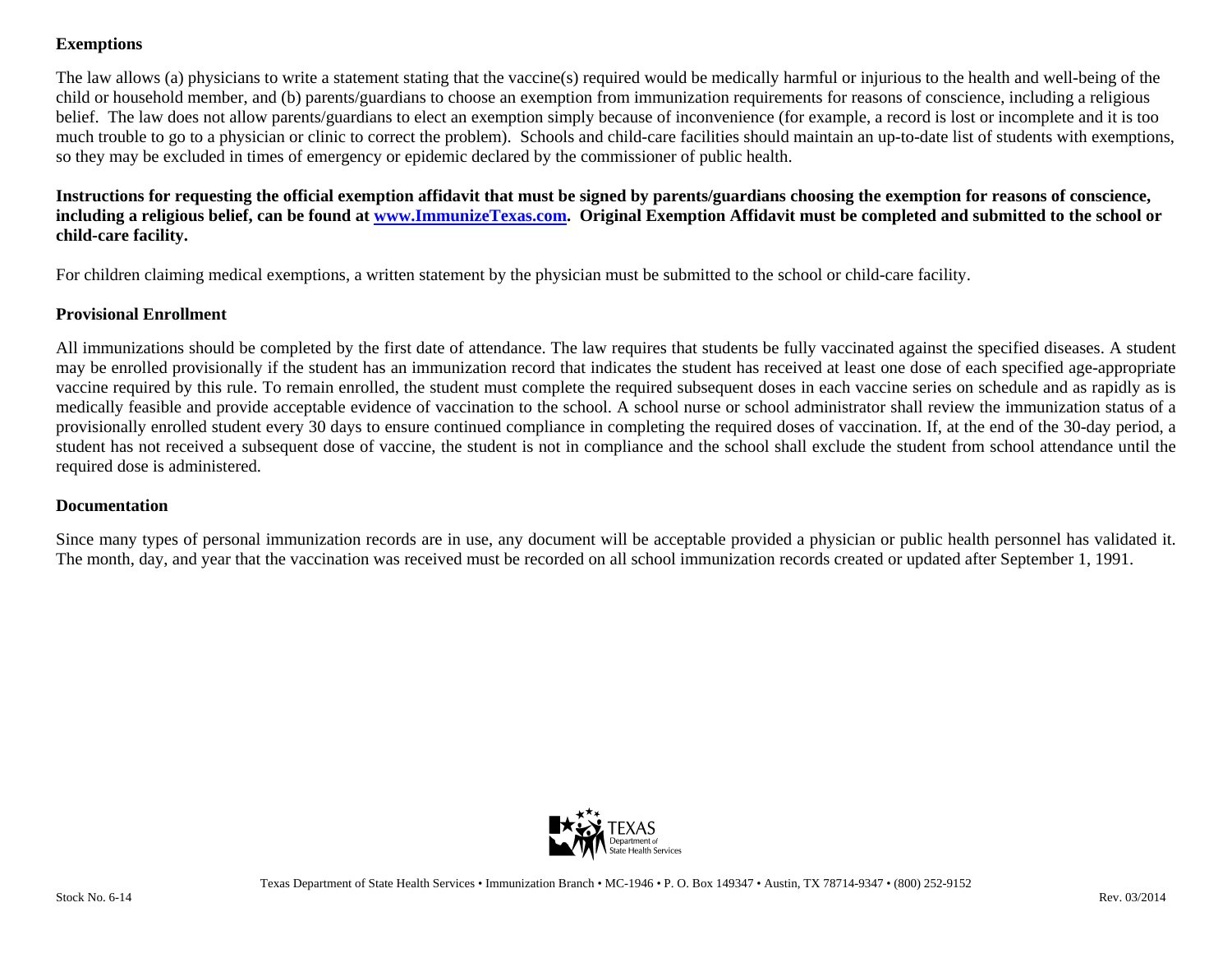## Exemptions

The law allows (a) physicians to write a statement stating that the vaccine(s) required would be medically harmful or injurious to the health and well-being of the child or household member, and (b) parents/guardians to choose an exemption from immunization requirements for reasons of conscience, including a religious belief. The law does not allow parents/guardians to elect an exemption simply because of inconvenience (for example, a record is lost or incomplete and it is too much trouble to go to a physician or clinic to correct the problem). Schools and child-care facilities should maintain an up-to-date list of students with exemptions, so they may be excluded in times of emergency or epidemic declared by the commissioner of public health.

**Instructions for requesting the official exemption affidavit that must be signed by parents/guardians choosing the exemption for reasons of conscience, including a religious belief, can be found at [www.ImmunizeTexas.com](http://www.ImmunizeTexas.com). Original Exemption Affidavit must be completed and submitted to the school or child-care facility.**

For children claiming medical exemptions, a written statement by the physician must be submitted to the school or child-care facility.

## Provisional Enrollment

All immunizations should be completed by the first date of attendance. The law requires that students be fully vaccinated against the specified diseases. A student may be enrolled provisionally if the student has an immunization record that indicates the student has received at least one dose of each specified age-appropriate vaccine required by this rule. To remain enrolled, the student must complete the required subsequent doses in each vaccine series on schedule and as rapidly as is medically feasible and provide acceptable evidence of vaccination to the school. A school nurse or school administrator shall review the immunization status of a provisionally enrolled student every 30 days to ensure continued compliance in completing the required doses of vaccination. If, at the end of the 30-day period, a student has not received a subsequent dose of vaccine, the student is not in compliance and the school shall exclude the student from school attendance until the required dose is administered.

## Documentation

Since many types of personal immunization records are in use, any document will be acceptable provided a physician or public health personnel has validated it. The month, day, and year that the vaccination was received must be recorded on all school immunization records created or updated after September 1, 1991.

Texas Department of State Health Services • Immunization Branch • MC-1946 • P. O. Box 149347 • Austin, TX 78714-9347 • (800) 252-9152

Stock No. 6-14 Rev. 03/2014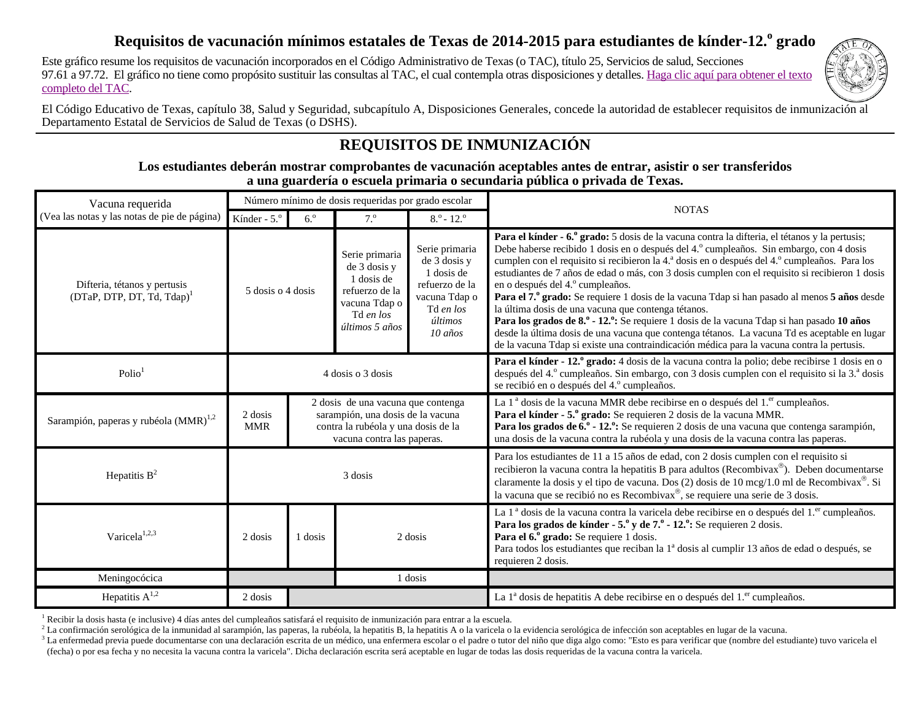# Requisitos de vacunación mínimos estatales de Texas de 2014-2015 para estudiantes de kínder-12.º grado

Este gráfico resume los requisitos de vacunación incorporados en el Código Administrativo de Texas (o TAC), título 25, Servicios de salud, Secciones 97.61 a 97.72. El gráfico no tiene como propósito sustituir las consultas al TAC, el cual contempla otras disposiciones y detalles. Haga clic aquí para obtener el texto completo del TAC.

El Código Educativo de Texas, capítulo 38, Salud y Seguridad, subcapítulo A, Disposiciones Generales, concede la autoridad de establecer requisitos de inmunización al Departamento Estatal de Servicios de Salud de Texas (o DSHS).

## REQUISITOS DE INMUNIZACIÓN

**Los estudiantes deberán mostrar comprobantes de vacunación aceptables antes de entrar, asistir o ser transferidos a una guardería o escuela primaria o secundaria pública o privada de Texas.**

| Vacuna requerida (Vea las notas y las notas de pie de página) | Número mínimo de dosis requeridas por grado escolar | | | | NOTAS |
|---|---|---|---|---|---|
| | Kínder - 5.º | 6.º | 7.º | 8.º - 12.º | |
| Difteria, tétanos y pertusis (DTaP, DTP, DT, Td, Tdap)[1] | 5 dosis o 4 dosis | | Serie primaria de 3 dosis y 1 dosis de refuerzo de la vacuna Tdap o Td *en los últimos 5 años* | Serie primaria de 3 dosis y 1 dosis de refuerzo de la vacuna Tdap o Td *en los últimos 10 años* | **Para el kínder - 6.º grado:** 5 dosis de la vacuna contra la difteria, el tétanos y la pertusis; Debe haberse recibido 1 dosis en o después del 4.º cumpleaños. Sin embargo, con 4 dosis cumplen con el requisito si recibieron la 4.ª dosis en o después del 4.º cumpleaños. Para los estudiantes de 7 años de edad o más, con 3 dosis cumplen con el requisito si recibieron 1 dosis en o después del 4.º cumpleaños. **Para el 7.º grado:** Se requiere 1 dosis de la vacuna Tdap si han pasado al menos **5 años** desde la última dosis de una vacuna que contenga tétanos. **Para los grados de 8.º - 12.º:** Se requiere 1 dosis de la vacuna Tdap si han pasado **10 años** desde la última dosis de una vacuna que contenga tétanos. La vacuna Td es aceptable en lugar de la vacuna Tdap si existe una contraindicación médica para la vacuna contra la pertusis. |
| Polio[1] | 4 dosis o 3 dosis | | | | **Para el kínder - 12.º grado:** 4 dosis de la vacuna contra la polio; debe recibirse 1 dosis en o después del 4.º cumpleaños. Sin embargo, con 3 dosis cumplen con el requisito si la 3.ª dosis se recibió en o después del 4.º cumpleaños. |
| Sarampión, paperas y rubéola (MMR)[1,2] | 2 dosis MMR | 2 dosis de una vacuna que contenga sarampión, una dosis de la vacuna contra la rubéola y una dosis de la vacuna contra las paperas. | | | La 1.ª dosis de la vacuna MMR debe recibirse en o después del 1.er cumpleaños. **Para el kínder - 5.º grado:** Se requieren 2 dosis de la vacuna MMR. **Para los grados de 6.º - 12.º:** Se requieren 2 dosis de una vacuna que contenga sarampión, una dosis de la vacuna contra la rubéola y una dosis de la vacuna contra las paperas. |
| Hepatitis B[2] | 3 dosis | | | | Para los estudiantes de 11 a 15 años de edad, con 2 dosis cumplen con el requisito si recibieron la vacuna contra la hepatitis B para adultos (Recombivax®). Deben documentarse claramente la dosis y el tipo de vacuna. Dos (2) dosis de 10 mcg/1.0 ml de Recombivax®. Si la vacuna que se recibió no es Recombivax®, se requiere una serie de 3 dosis. |
| Varicela[1,2,3] | 2 dosis | 1 dosis | 2 dosis | | La 1.ª dosis de la vacuna contra la varicela debe recibirse en o después del 1.er cumpleaños. **Para los grados de kínder - 5.º y de 7.º - 12.º:** Se requieren 2 dosis. **Para el 6.º grado:** Se requiere 1 dosis. Para todos los estudiantes que reciban la 1ª dosis al cumplir 13 años de edad o después, se requieren 2 dosis. |
| Meningocócica | | | 1 dosis | | |
| Hepatitis A[1,2] | 2 dosis | | | | La 1ª dosis de hepatitis A debe recibirse en o después del 1.er cumpleaños. |

[1] Recibir la dosis hasta (e inclusive) 4 días antes del cumpleaños satisfará el requisito de inmunización para entrar a la escuela.

[2] La confirmación serológica de la inmunidad al sarampión, las paperas, la rubéola, la hepatitis B, la hepatitis A o la varicela o la evidencia serológica de infección son aceptables en lugar de la vacuna.

[3] La enfermedad previa puede documentarse con una declaración escrita de un médico, una enfermera escolar o el padre o tutor del niño que diga algo como: "Esto es para verificar que (nombre del estudiante) tuvo varicela el (fecha) o por esa fecha y no necesita la vacuna contra la varicela". Dicha declaración escrita será aceptable en lugar de todas las dosis requeridas de la vacuna contra la varicela.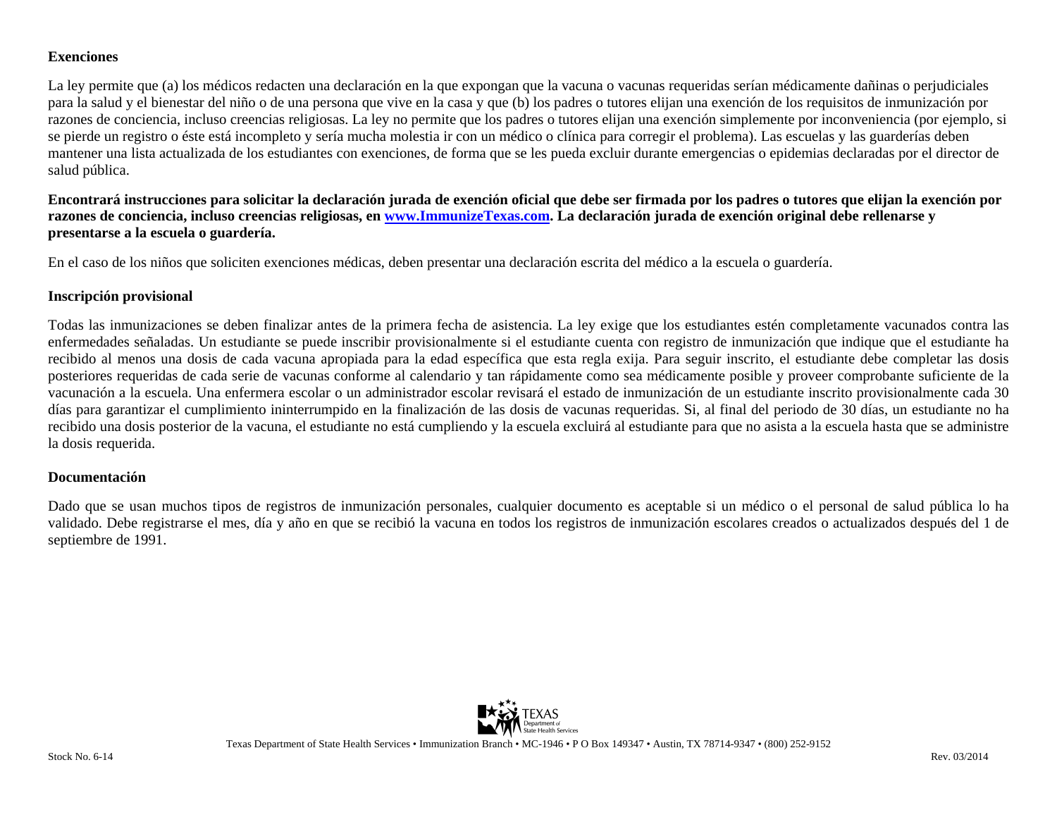**Exenciones**

La ley permite que (a) los médicos redacten una declaración en la que expongan que la vacuna o vacunas requeridas serían médicamente dañinas o perjudiciales para la salud y el bienestar del niño o de una persona que vive en la casa y que (b) los padres o tutores elijan una exención de los requisitos de inmunización por razones de conciencia, incluso creencias religiosas. La ley no permite que los padres o tutores elijan una exención simplemente por inconveniencia (por ejemplo, si se pierde un registro o éste está incompleto y sería mucha molestia ir con un médico o clínica para corregir el problema). Las escuelas y las guarderías deben mantener una lista actualizada de los estudiantes con exenciones, de forma que se les pueda excluir durante emergencias o epidemias declaradas por el director de salud pública.

**Encontrará instrucciones para solicitar la declaración jurada de exención oficial que debe ser firmada por los padres o tutores que elijan la exención por razones de conciencia, incluso creencias religiosas, en www.ImmunizeTexas.com. La declaración jurada de exención original debe rellenarse y presentarse a la escuela o guardería.**

En el caso de los niños que soliciten exenciones médicas, deben presentar una declaración escrita del médico a la escuela o guardería.

**Inscripción provisional**

Todas las inmunizaciones se deben finalizar antes de la primera fecha de asistencia. La ley exige que los estudiantes estén completamente vacunados contra las enfermedades señaladas. Un estudiante se puede inscribir provisionalmente si el estudiante cuenta con registro de inmunización que indique que el estudiante ha recibido al menos una dosis de cada vacuna apropiada para la edad específica que esta regla exija. Para seguir inscrito, el estudiante debe completar las dosis posteriores requeridas de cada serie de vacunas conforme al calendario y tan rápidamente como sea médicamente posible y proveer comprobante suficiente de la vacunación a la escuela. Una enfermera escolar o un administrador escolar revisará el estado de inmunización de un estudiante inscrito provisionalmente cada 30 días para garantizar el cumplimiento ininterrumpido en la finalización de las dosis de vacunas requeridas. Si, al final del periodo de 30 días, un estudiante no ha recibido una dosis posterior de la vacuna, el estudiante no está cumpliendo y la escuela excluirá al estudiante para que no asista a la escuela hasta que se administre la dosis requerida.

**Documentación**

Dado que se usan muchos tipos de registros de inmunización personales, cualquier documento es aceptable si un médico o el personal de salud pública lo ha validado. Debe registrarse el mes, día y año en que se recibió la vacuna en todos los registros de inmunización escolares creados o actualizados después del 1 de septiembre de 1991.

TEXAS Department of State Health Services

Texas Department of State Health Services • Immunization Branch • MC-1946 • P O Box 149347 • Austin, TX 78714-9347 • (800) 252-9152

Stock No. 6-14

Rev. 03/2014